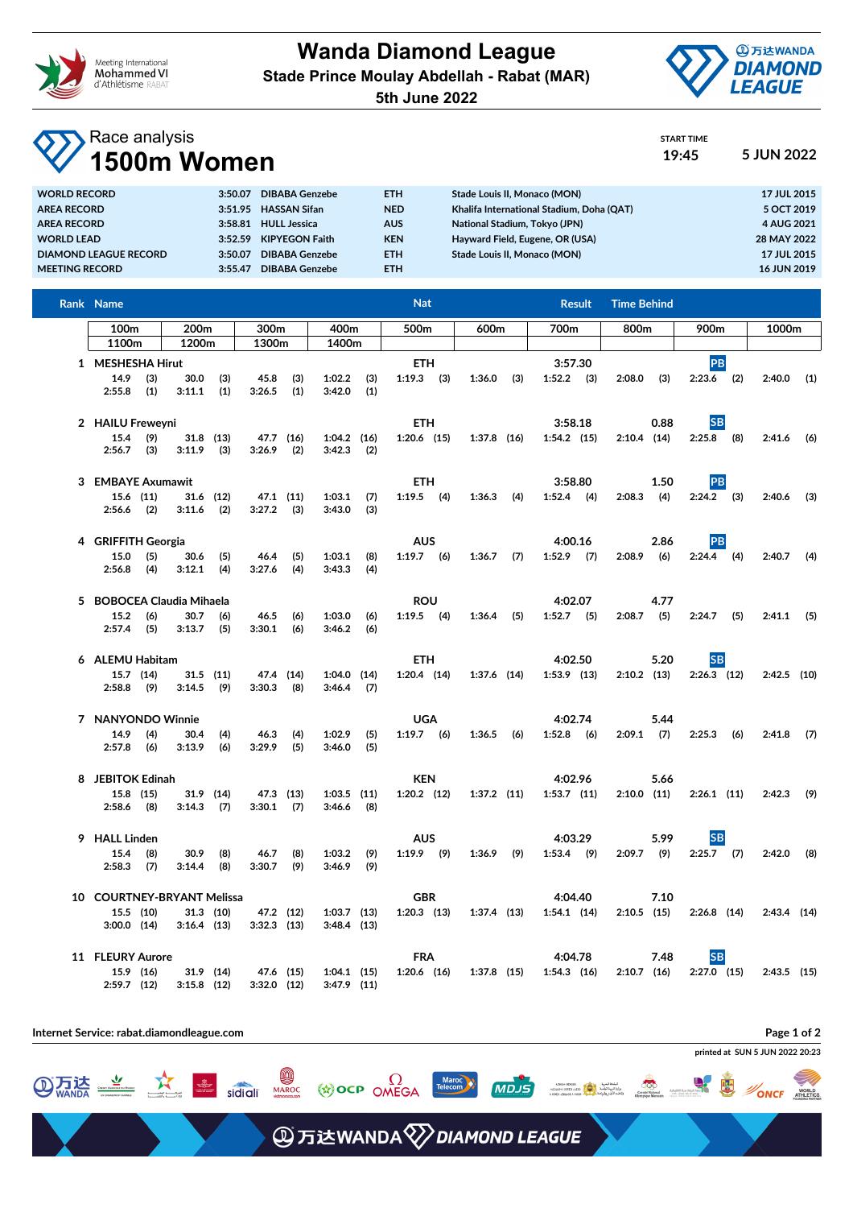# Wanda Diamond League

**Stade Prince Moulay Abdellah - Rabat (MAR)**

**5th June 2022**

## Race analysis
# 1500m Women

START TIME 19:45 — 5 JUN 2022

| | | | | | |
|---|---|---|---|---|---|
| WORLD RECORD | 3:50.07 | DIBABA Genzebe | ETH | Stade Louis II, Monaco (MON) | 17 JUL 2015 |
| AREA RECORD | 3:51.95 | HASSAN Sifan | NED | Khalifa International Stadium, Doha (QAT) | 5 OCT 2019 |
| AREA RECORD | 3:58.81 | HULL Jessica | AUS | National Stadium, Tokyo (JPN) | 4 AUG 2021 |
| WORLD LEAD | 3:52.59 | KIPYEGON Faith | KEN | Hayward Field, Eugene, OR (USA) | 28 MAY 2022 |
| DIAMOND LEAGUE RECORD | 3:50.07 | DIBABA Genzebe | ETH | Stade Louis II, Monaco (MON) | 17 JUL 2015 |
| MEETING RECORD | 3:55.47 | DIBABA Genzebe | ETH | | 16 JUN 2019 |

| Rank | Name | Nat | Result | Time Behind | |
|---|---|---|---|---|---|
| 1 | MESHESHA Hirut | ETH | 3:57.30 | | PB |
| 2 | HAILU Freweyni | ETH | 3:58.18 | 0.88 | SB |
| 3 | EMBAYE Axumawit | ETH | 3:58.80 | 1.50 | PB |
| 4 | GRIFFITH Georgia | AUS | 4:00.16 | 2.86 | PB |
| 5 | BOBOCEA Claudia Mihaela | ROU | 4:02.07 | 4.77 | |
| 6 | ALEMU Habitam | ETH | 4:02.50 | 5.20 | SB |
| 7 | NANYONDO Winnie | UGA | 4:02.74 | 5.44 | |
| 8 | JEBITOK Edinah | KEN | 4:02.96 | 5.66 | |
| 9 | HALL Linden | AUS | 4:03.29 | 5.99 | SB |
| 10 | COURTNEY-BRYANT Melissa | GBR | 4:04.40 | 7.10 | |
| 11 | FLEURY Aurore | FRA | 4:04.78 | 7.48 | SB |

| Rank | Name | 100m | 200m | 300m | 400m | 500m | 600m | 700m | 800m | 900m | 1000m | 1100m | 1200m | 1300m | 1400m |
|---|---|---|---|---|---|---|---|---|---|---|---|---|---|---|---|
| 1 | MESHESHA Hirut | 14.9 (3) | 30.0 (3) | 45.8 (3) | 1:02.2 (3) | 1:19.3 (3) | 1:36.0 (3) | 1:52.2 (3) | 2:08.0 (3) | 2:23.6 (2) | 2:40.0 (1) | 2:55.8 (1) | 3:11.1 (1) | 3:26.5 (1) | 3:42.0 (1) |
| 2 | HAILU Freweyni | 15.4 (9) | 31.8 (13) | 47.7 (16) | 1:04.2 (16) | 1:20.6 (15) | 1:37.8 (16) | 1:54.2 (15) | 2:10.4 (14) | 2:25.8 (8) | 2:41.6 (6) | 2:56.7 (3) | 3:11.9 (3) | 3:26.9 (2) | 3:42.3 (2) |
| 3 | EMBAYE Axumawit | 15.6 (11) | 31.6 (12) | 47.1 (11) | 1:03.1 (7) | 1:19.5 (4) | 1:36.3 (4) | 1:52.4 (4) | 2:08.3 (4) | 2:24.2 (3) | 2:40.6 (3) | 2:56.6 (2) | 3:11.6 (2) | 3:27.2 (3) | 3:43.0 (3) |
| 4 | GRIFFITH Georgia | 15.0 (5) | 30.6 (5) | 46.4 (5) | 1:03.1 (8) | 1:19.7 (6) | 1:36.7 (7) | 1:52.9 (7) | 2:08.9 (6) | 2:24.4 (4) | 2:40.7 (4) | 2:56.8 (4) | 3:12.1 (4) | 3:27.6 (4) | 3:43.3 (4) |
| 5 | BOBOCEA Claudia Mihaela | 15.2 (6) | 30.7 (6) | 46.5 (6) | 1:03.0 (6) | 1:19.5 (4) | 1:36.4 (5) | 1:52.7 (5) | 2:08.7 (5) | 2:24.7 (5) | 2:41.1 (5) | 2:57.4 (5) | 3:13.7 (5) | 3:30.1 (6) | 3:46.2 (6) |
| 6 | ALEMU Habitam | 15.7 (14) | 31.5 (11) | 47.4 (14) | 1:04.0 (14) | 1:20.4 (14) | 1:37.6 (14) | 1:53.9 (13) | 2:10.2 (13) | 2:26.3 (12) | 2:42.5 (10) | 2:58.8 (9) | 3:14.5 (9) | 3:30.3 (8) | 3:46.4 (7) |
| 7 | NANYONDO Winnie | 14.9 (4) | 30.4 (4) | 46.3 (4) | 1:02.9 (5) | 1:19.7 (6) | 1:36.5 (6) | 1:52.8 (6) | 2:09.1 (7) | 2:25.3 (6) | 2:41.8 (7) | 2:57.8 (6) | 3:13.9 (6) | 3:29.9 (5) | 3:46.0 (5) |
| 8 | JEBITOK Edinah | 15.8 (15) | 31.9 (14) | 47.3 (13) | 1:03.5 (11) | 1:20.2 (12) | 1:37.2 (11) | 1:53.7 (11) | 2:10.0 (11) | 2:26.1 (11) | 2:42.3 (9) | 2:58.6 (8) | 3:14.3 (7) | 3:30.1 (7) | 3:46.6 (8) |
| 9 | HALL Linden | 15.4 (8) | 30.9 (8) | 46.7 (8) | 1:03.2 (9) | 1:19.9 (9) | 1:36.9 (9) | 1:53.4 (9) | 2:09.7 (9) | 2:25.7 (7) | 2:42.0 (8) | 2:58.3 (7) | 3:14.4 (8) | 3:30.7 (9) | 3:46.9 (9) |
| 10 | COURTNEY-BRYANT Melissa | 15.5 (10) | 31.3 (10) | 47.2 (12) | 1:03.7 (13) | 1:20.3 (13) | 1:37.4 (13) | 1:54.1 (14) | 2:10.5 (15) | 2:26.8 (14) | 2:43.4 (14) | 3:00.0 (14) | 3:16.4 (13) | 3:32.3 (13) | 3:48.4 (13) |
| 11 | FLEURY Aurore | 15.9 (16) | 31.9 (14) | 47.6 (15) | 1:04.1 (15) | 1:20.6 (16) | 1:37.8 (15) | 1:54.3 (16) | 2:10.7 (16) | 2:27.0 (15) | 2:43.5 (15) | 2:59.7 (12) | 3:15.8 (12) | 3:32.0 (12) | 3:47.9 (11) |

Internet Service: rabat.diamondleague.com

printed at SUN 5 JUN 2022 20:23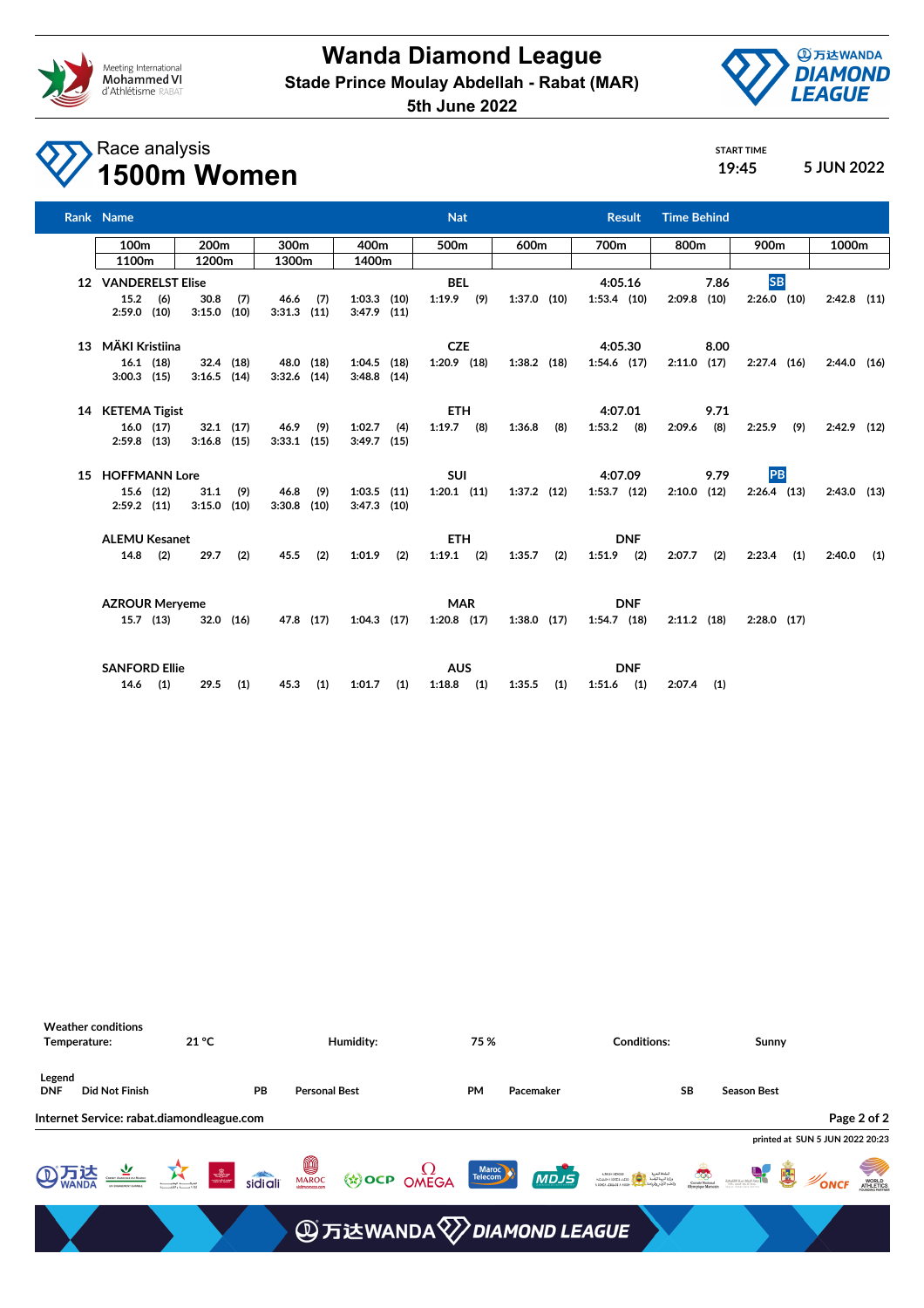# Wanda Diamond League

**Stade Prince Moulay Abdellah - Rabat (MAR)**

**5th June 2022**

## Race analysis
# 1500m Women

START TIME 19:45 — 5 JUN 2022

| Rank | Name | Nat | Result | Time Behind | |
|---|---|---|---|---|---|
| 12 | VANDERELST Elise | BEL | 4:05.16 | 7.86 | SB |
| 13 | MÄKI Kristiina | CZE | 4:05.30 | 8.00 | |
| 14 | KETEMA Tigist | ETH | 4:07.01 | 9.71 | |
| 15 | HOFFMANN Lore | SUI | 4:07.09 | 9.79 | PB |
| | ALEMU Kesanet | ETH | DNF | | |
| | AZROUR Meryeme | MAR | DNF | | |
| | SANFORD Ellie | AUS | DNF | | |

| Name | 100m | 200m | 300m | 400m | 500m | 600m | 700m | 800m | 900m | 1000m | 1100m | 1200m | 1300m | 1400m |
|---|---|---|---|---|---|---|---|---|---|---|---|---|---|---|
| VANDERELST Elise | 15.2 (6) | 30.8 (7) | 46.6 (7) | 1:03.3 (10) | 1:19.9 (9) | 1:37.0 (10) | 1:53.4 (10) | 2:09.8 (10) | 2:26.0 (10) | 2:42.8 (11) | 2:59.0 (10) | 3:15.0 (10) | 3:31.3 (11) | 3:47.9 (11) |
| MÄKI Kristiina | 16.1 (18) | 32.4 (18) | 48.0 (18) | 1:04.5 (18) | 1:20.9 (18) | 1:38.2 (18) | 1:54.6 (17) | 2:11.0 (17) | 2:27.4 (16) | 2:44.0 (16) | 3:00.3 (15) | 3:16.5 (14) | 3:32.6 (14) | 3:48.8 (14) |
| KETEMA Tigist | 16.0 (17) | 32.1 (17) | 46.9 (9) | 1:02.7 (4) | 1:19.7 (8) | 1:36.8 (8) | 1:53.2 (8) | 2:09.6 (8) | 2:25.9 (9) | 2:42.9 (12) | 2:59.8 (13) | 3:16.8 (15) | 3:33.1 (15) | 3:49.7 (15) |
| HOFFMANN Lore | 15.6 (12) | 31.1 (9) | 46.8 (9) | 1:03.5 (11) | 1:20.1 (11) | 1:37.2 (12) | 1:53.7 (12) | 2:10.0 (12) | 2:26.4 (13) | 2:43.0 (13) | 2:59.2 (11) | 3:15.0 (10) | 3:30.8 (10) | 3:47.3 (10) |
| ALEMU Kesanet | 14.8 (2) | 29.7 (2) | 45.5 (2) | 1:01.9 (2) | 1:19.1 (2) | 1:35.7 (2) | 1:51.9 (2) | 2:07.7 (2) | 2:23.4 (1) | 2:40.0 (1) | | | | |
| AZROUR Meryeme | 15.7 (13) | 32.0 (16) | 47.8 (17) | 1:04.3 (17) | 1:20.8 (17) | 1:38.0 (17) | 1:54.7 (18) | 2:11.2 (18) | 2:28.0 (17) | | | | | |
| SANFORD Ellie | 14.6 (1) | 29.5 (1) | 45.3 (1) | 1:01.7 (1) | 1:18.8 (1) | 1:35.5 (1) | 1:51.6 (1) | 2:07.4 (1) | | | | | | |

**Weather conditions**
Temperature: 21 °C — Humidity: 75 % — Conditions: Sunny

**Legend**
DNF Did Not Finish — PB Personal Best — PM Pacemaker — SB Season Best

**Internet Service: rabat.diamondleague.com**

printed at SUN 5 JUN 2022 20:23